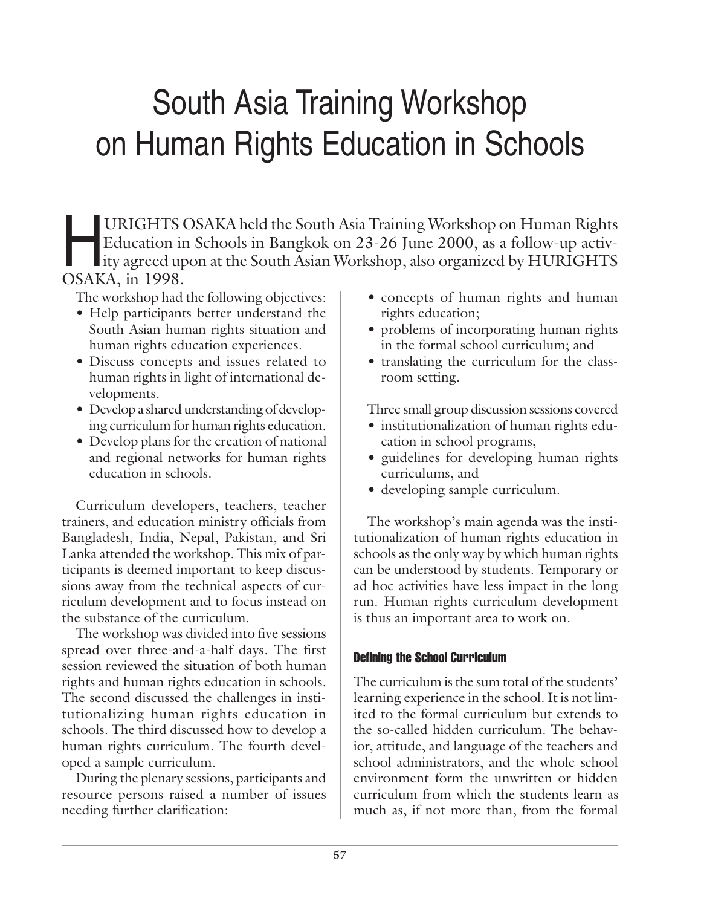# South Asia Training Workshop on Human Rights Education in Schools

HURIGHTS OSAKA held the South Asia Training Workshop on Human Rights Education in Schools in Bangkok on 23-26 June 2000, as a follow-up activity agreed upon at the South Asian Workshop, also organized by HURIGHTS OSAKA, in 1998.

The workshop had the following objectives:

- Help participants better understand the South Asian human rights situation and human rights education experiences.
- Discuss concepts and issues related to human rights in light of international developments.
- Develop a shared understanding of developing curriculum for human rights education.
- Develop plans for the creation of national and regional networks for human rights education in schools.

Curriculum developers, teachers, teacher trainers, and education ministry officials from Bangladesh, India, Nepal, Pakistan, and Sri Lanka attended the workshop. This mix of participants is deemed important to keep discussions away from the technical aspects of curriculum development and to focus instead on the substance of the curriculum.

The workshop was divided into five sessions spread over three-and-a-half days. The first session reviewed the situation of both human rights and human rights education in schools. The second discussed the challenges in institutionalizing human rights education in schools. The third discussed how to develop a human rights curriculum. The fourth developed a sample curriculum.

During the plenary sessions, participants and resource persons raised a number of issues needing further clarification:

- concepts of human rights and human rights education;
- problems of incorporating human rights in the formal school curriculum; and
- translating the curriculum for the classroom setting.

Three small group discussion sessions covered

- institutionalization of human rights education in school programs,
- guidelines for developing human rights curriculums, and
- developing sample curriculum.

The workshop's main agenda was the institutionalization of human rights education in schools as the only way by which human rights can be understood by students. Temporary or ad hoc activities have less impact in the long run. Human rights curriculum development is thus an important area to work on.

### Defining the School Curriculum

The curriculum is the sum total of the students' learning experience in the school. It is not limited to the formal curriculum but extends to the so-called hidden curriculum. The behavior, attitude, and language of the teachers and school administrators, and the whole school environment form the unwritten or hidden curriculum from which the students learn as much as, if not more than, from the formal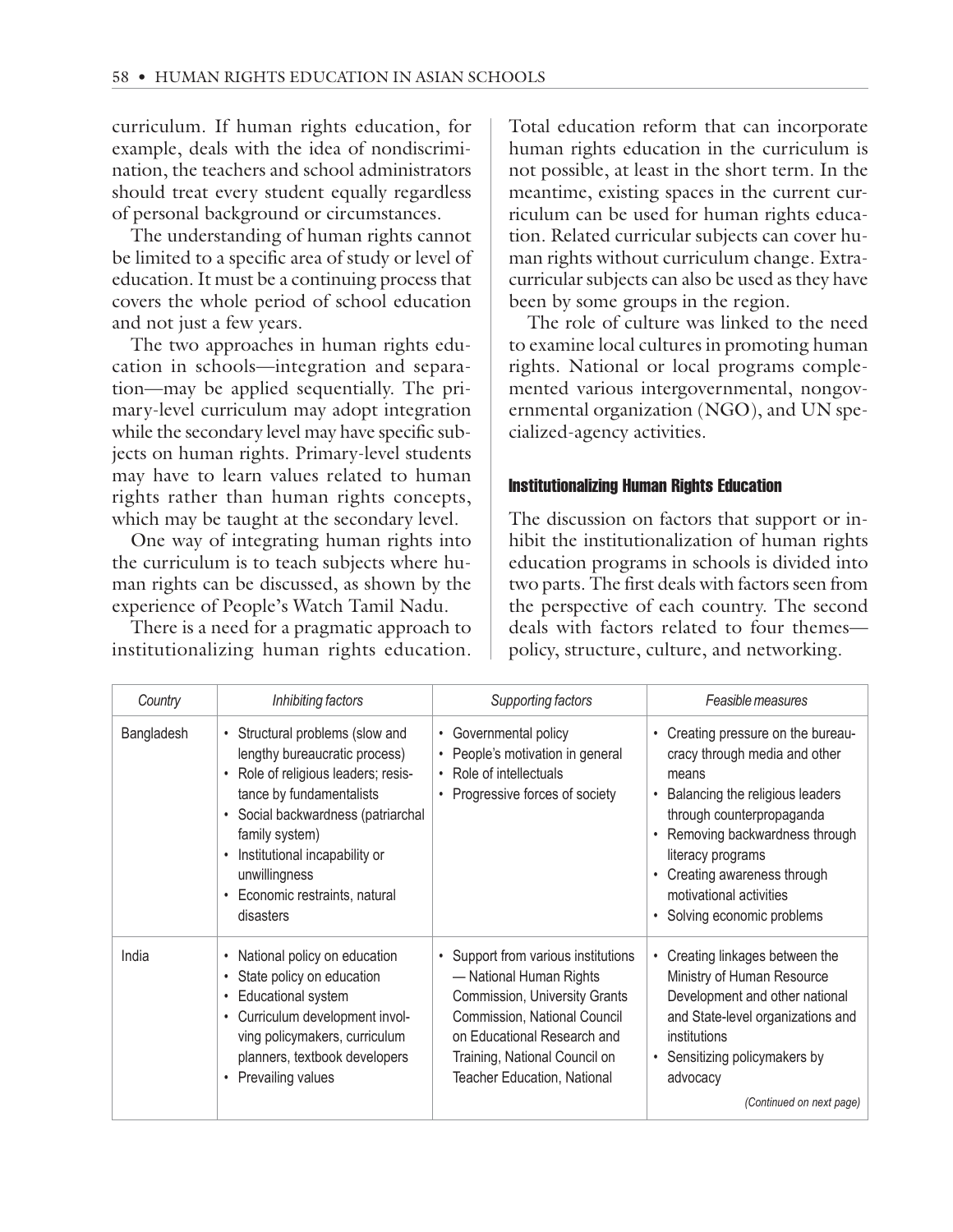curriculum. If human rights education, for example, deals with the idea of nondiscrimination, the teachers and school administrators should treat every student equally regardless of personal background or circumstances.

The understanding of human rights cannot be limited to a specific area of study or level of education. It must be a continuing process that covers the whole period of school education and not just a few years.

The two approaches in human rights education in schools—integration and separation—may be applied sequentially. The primary-level curriculum may adopt integration while the secondary level may have specific subjects on human rights. Primary-level students may have to learn values related to human rights rather than human rights concepts, which may be taught at the secondary level.

One way of integrating human rights into the curriculum is to teach subjects where human rights can be discussed, as shown by the experience of People's Watch Tamil Nadu.

There is a need for a pragmatic approach to institutionalizing human rights education. Total education reform that can incorporate human rights education in the curriculum is not possible, at least in the short term. In the meantime, existing spaces in the current curriculum can be used for human rights education. Related curricular subjects can cover human rights without curriculum change. Extracurricular subjects can also be used as they have been by some groups in the region.

The role of culture was linked to the need to examine local cultures in promoting human rights. National or local programs complemented various intergovernmental, nongovernmental organization (NGO), and UN specialized-agency activities.

## Institutionalizing Human Rights Education

The discussion on factors that support or inhibit the institutionalization of human rights education programs in schools is divided into two parts. The first deals with factors seen from the perspective of each country. The second deals with factors related to four themes—policy, structure, culture, and networking.

| *Country* | *Inhibiting factors* | *Supporting factors* | *Feasible measures* |
|---|---|---|---|
| Bangladesh | • Structural problems (slow and lengthy bureaucratic process)<br>• Role of religious leaders; resistance by fundamentalists<br>• Social backwardness (patriarchal family system)<br>• Institutional incapability or unwillingness<br>• Economic restraints, natural disasters | • Governmental policy<br>• People's motivation in general<br>• Role of intellectuals<br>• Progressive forces of society | • Creating pressure on the bureaucracy through media and other means<br>• Balancing the religious leaders through counterpropaganda<br>• Removing backwardness through literacy programs<br>• Creating awareness through motivational activities<br>• Solving economic problems |
| India | • National policy on education<br>• State policy on education<br>• Educational system<br>• Curriculum development involving policymakers, curriculum planners, textbook developers<br>• Prevailing values | • Support from various institutions — National Human Rights Commission, University Grants Commission, National Council on Educational Research and Training, National Council on Teacher Education, National | • Creating linkages between the Ministry of Human Resource Development and other national and State-level organizations and institutions<br>• Sensitizing policymakers by advocacy<br>*(Continued on next page)* |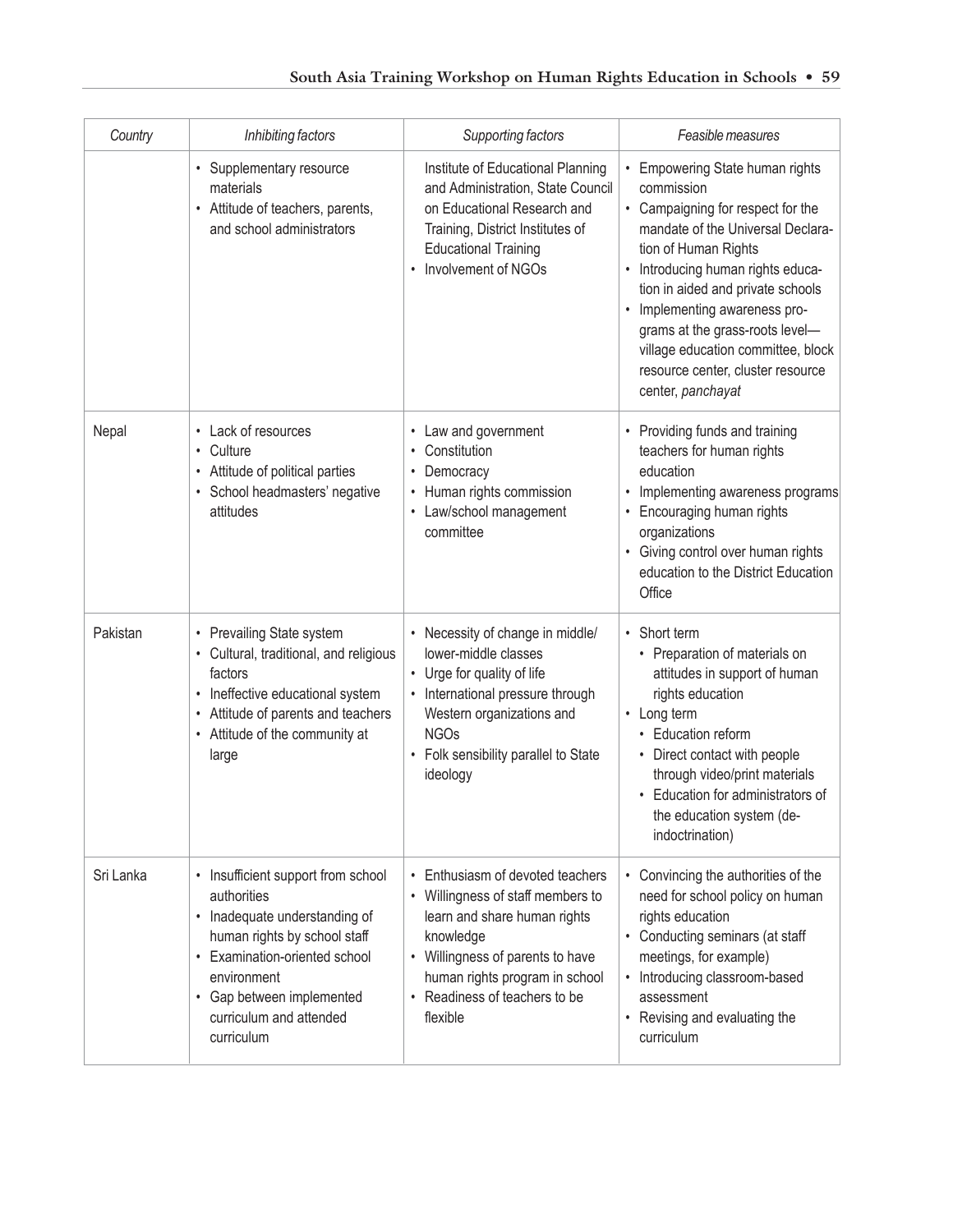| Country | Inhibiting factors | Supporting factors | Feasible measures |
|---|---|---|---|
| | • Supplementary resource materials<br>• Attitude of teachers, parents, and school administrators | Institute of Educational Planning and Administration, State Council on Educational Research and Training, District Institutes of Educational Training<br>• Involvement of NGOs | • Empowering State human rights commission<br>• Campaigning for respect for the mandate of the Universal Declaration of Human Rights<br>• Introducing human rights education in aided and private schools<br>• Implementing awareness programs at the grass-roots level—village education committee, block resource center, cluster resource center, *panchayat* |
| Nepal | • Lack of resources<br>• Culture<br>• Attitude of political parties<br>• School headmasters' negative attitudes | • Law and government<br>• Constitution<br>• Democracy<br>• Human rights commission<br>• Law/school management committee | • Providing funds and training teachers for human rights education<br>• Implementing awareness programs<br>• Encouraging human rights organizations<br>• Giving control over human rights education to the District Education Office |
| Pakistan | • Prevailing State system<br>• Cultural, traditional, and religious factors<br>• Ineffective educational system<br>• Attitude of parents and teachers<br>• Attitude of the community at large | • Necessity of change in middle/lower-middle classes<br>• Urge for quality of life<br>• International pressure through Western organizations and NGOs<br>• Folk sensibility parallel to State ideology | • Short term<br>  • Preparation of materials on attitudes in support of human rights education<br>• Long term<br>  • Education reform<br>  • Direct contact with people through video/print materials<br>  • Education for administrators of the education system (de-indoctrination) |
| Sri Lanka | • Insufficient support from school authorities<br>• Inadequate understanding of human rights by school staff<br>• Examination-oriented school environment<br>• Gap between implemented curriculum and attended curriculum | • Enthusiasm of devoted teachers<br>• Willingness of staff members to learn and share human rights knowledge<br>• Willingness of parents to have human rights program in school<br>• Readiness of teachers to be flexible | • Convincing the authorities of the need for school policy on human rights education<br>• Conducting seminars (at staff meetings, for example)<br>• Introducing classroom-based assessment<br>• Revising and evaluating the curriculum |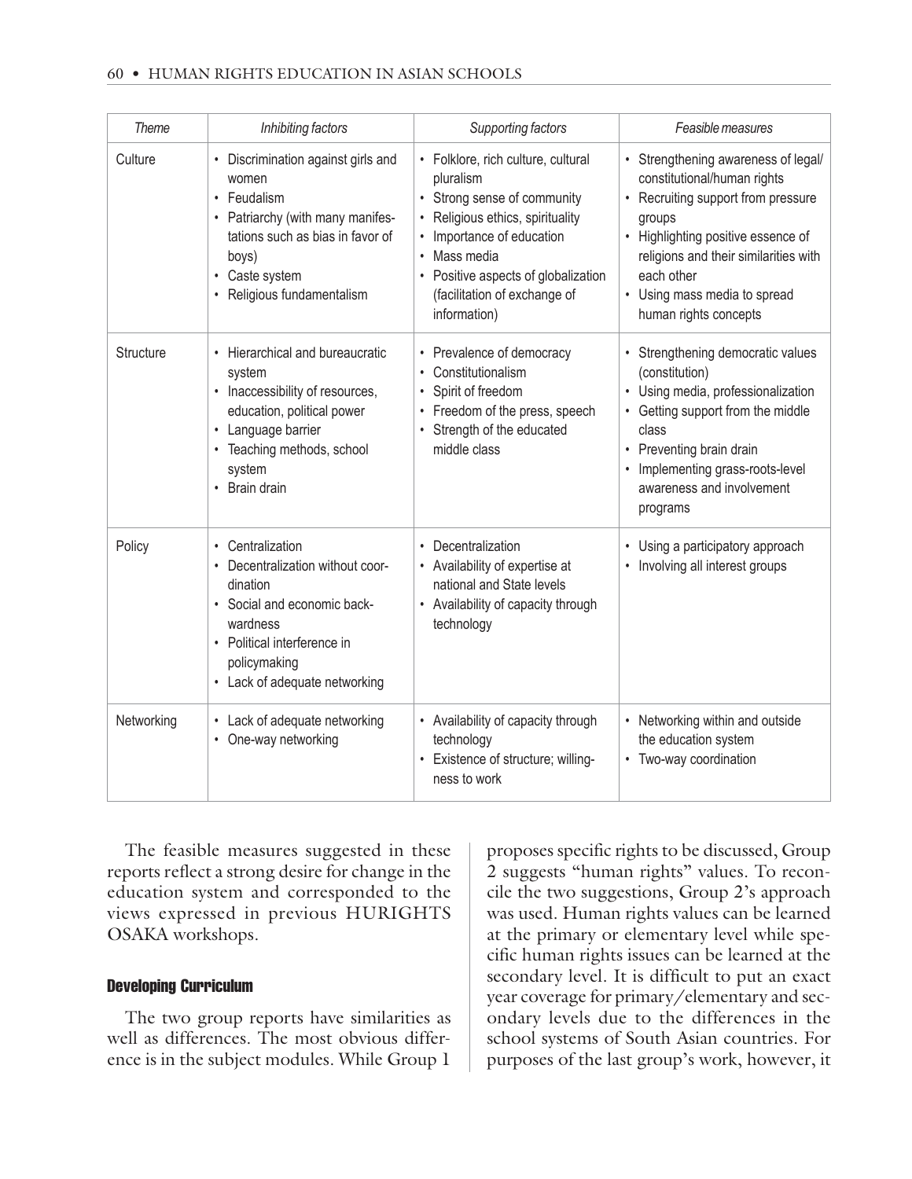| *Theme* | *Inhibiting factors* | *Supporting factors* | *Feasible measures* |
|---|---|---|---|
| Culture | • Discrimination against girls and women<br>• Feudalism<br>• Patriarchy (with many manifestations such as bias in favor of boys)<br>• Caste system<br>• Religious fundamentalism | • Folklore, rich culture, cultural pluralism<br>• Strong sense of community<br>• Religious ethics, spirituality<br>• Importance of education<br>• Mass media<br>• Positive aspects of globalization (facilitation of exchange of information) | • Strengthening awareness of legal/constitutional/human rights<br>• Recruiting support from pressure groups<br>• Highlighting positive essence of religions and their similarities with each other<br>• Using mass media to spread human rights concepts |
| Structure | • Hierarchical and bureaucratic system<br>• Inaccessibility of resources, education, political power<br>• Language barrier<br>• Teaching methods, school system<br>• Brain drain | • Prevalence of democracy<br>• Constitutionalism<br>• Spirit of freedom<br>• Freedom of the press, speech<br>• Strength of the educated middle class | • Strengthening democratic values (constitution)<br>• Using media, professionalization<br>• Getting support from the middle class<br>• Preventing brain drain<br>• Implementing grass-roots-level awareness and involvement programs |
| Policy | • Centralization<br>• Decentralization without coordination<br>• Social and economic backwardness<br>• Political interference in policymaking<br>• Lack of adequate networking | • Decentralization<br>• Availability of expertise at national and State levels<br>• Availability of capacity through technology | • Using a participatory approach<br>• Involving all interest groups |
| Networking | • Lack of adequate networking<br>• One-way networking | • Availability of capacity through technology<br>• Existence of structure; willingness to work | • Networking within and outside the education system<br>• Two-way coordination |

The feasible measures suggested in these reports reflect a strong desire for change in the education system and corresponded to the views expressed in previous HURIGHTS OSAKA workshops.

## Developing Curriculum

The two group reports have similarities as well as differences. The most obvious difference is in the subject modules. While Group 1 proposes specific rights to be discussed, Group 2 suggests "human rights" values. To reconcile the two suggestions, Group 2's approach was used. Human rights values can be learned at the primary or elementary level while specific human rights issues can be learned at the secondary level. It is difficult to put an exact year coverage for primary/elementary and secondary levels due to the differences in the school systems of South Asian countries. For purposes of the last group's work, however, it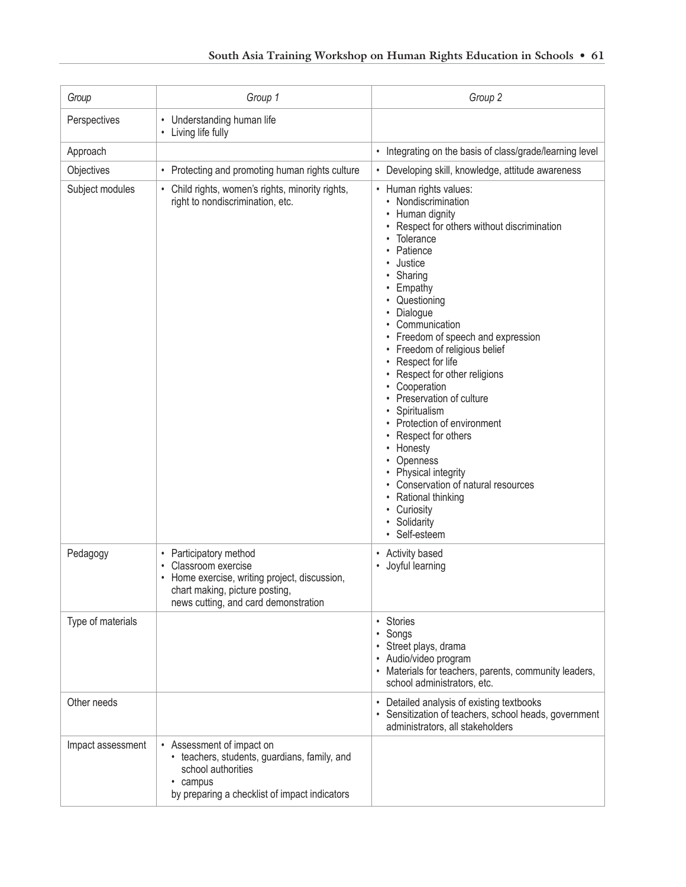| Group | Group 1 | Group 2 |
|---|---|---|
| Perspectives | • Understanding human life<br>• Living life fully | |
| Approach | | • Integrating on the basis of class/grade/learning level |
| Objectives | • Protecting and promoting human rights culture | • Developing skill, knowledge, attitude awareness |
| Subject modules | • Child rights, women's rights, minority rights, right to nondiscrimination, etc. | • Human rights values:<br>• Nondiscrimination<br>• Human dignity<br>• Respect for others without discrimination<br>• Tolerance<br>• Patience<br>• Justice<br>• Sharing<br>• Empathy<br>• Questioning<br>• Dialogue<br>• Communication<br>• Freedom of speech and expression<br>• Freedom of religious belief<br>• Respect for life<br>• Respect for other religions<br>• Cooperation<br>• Preservation of culture<br>• Spiritualism<br>• Protection of environment<br>• Respect for others<br>• Honesty<br>• Openness<br>• Physical integrity<br>• Conservation of natural resources<br>• Rational thinking<br>• Curiosity<br>• Solidarity<br>• Self-esteem |
| Pedagogy | • Participatory method<br>• Classroom exercise<br>• Home exercise, writing project, discussion, chart making, picture posting, news cutting, and card demonstration | • Activity based<br>• Joyful learning |
| Type of materials | | • Stories<br>• Songs<br>• Street plays, drama<br>• Audio/video program<br>• Materials for teachers, parents, community leaders, school administrators, etc. |
| Other needs | | • Detailed analysis of existing textbooks<br>• Sensitization of teachers, school heads, government administrators, all stakeholders |
| Impact assessment | • Assessment of impact on<br>• teachers, students, guardians, family, and school authorities<br>• campus<br>by preparing a checklist of impact indicators | |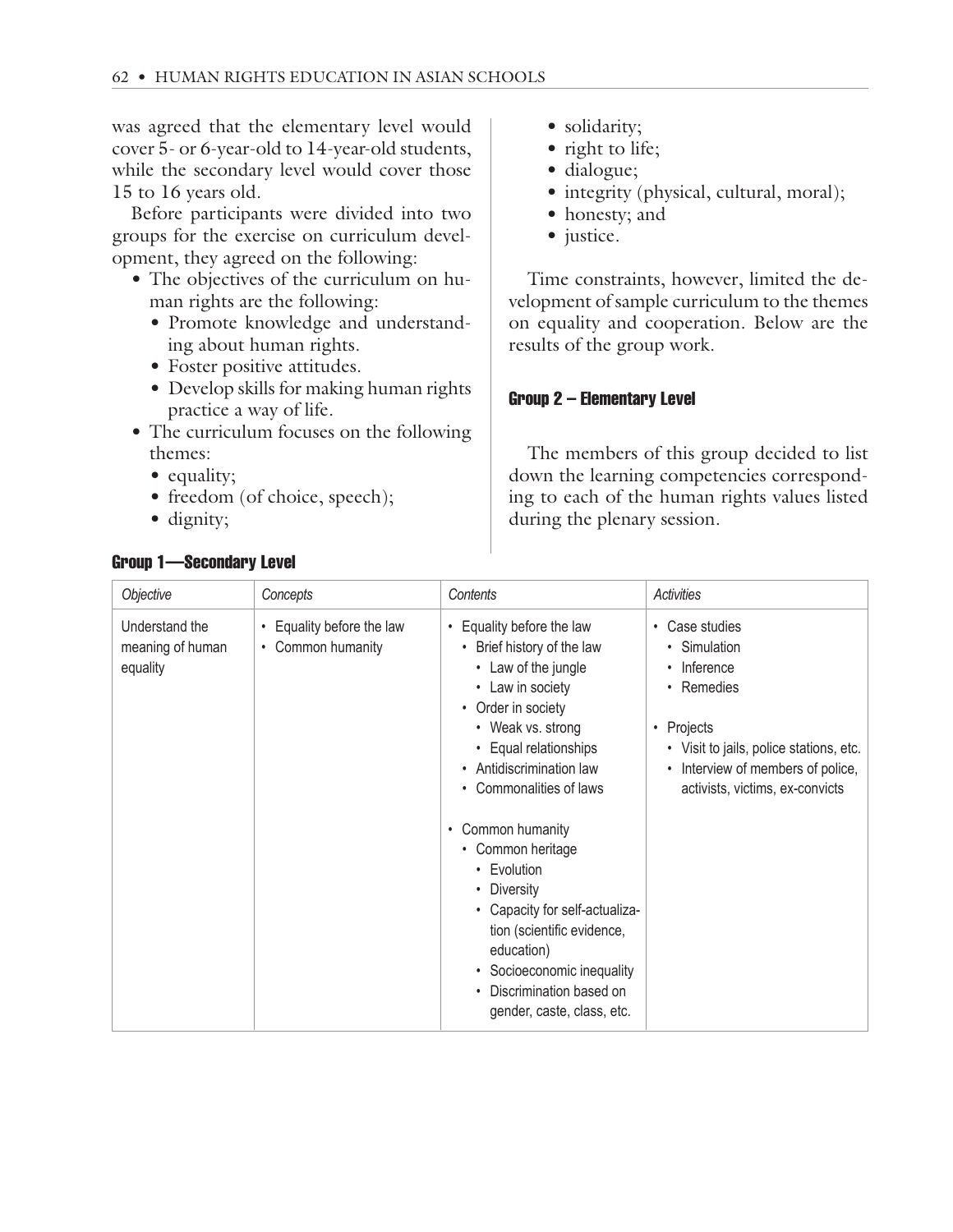was agreed that the elementary level would cover 5- or 6-year-old to 14-year-old students, while the secondary level would cover those 15 to 16 years old.

Before participants were divided into two groups for the exercise on curriculum development, they agreed on the following:

- The objectives of the curriculum on human rights are the following:
  - Promote knowledge and understanding about human rights.
  - Foster positive attitudes.
  - Develop skills for making human rights practice a way of life.
- The curriculum focuses on the following themes:
  - equality;
  - freedom (of choice, speech);
  - dignity;
  - solidarity;
  - right to life;
  - dialogue;
  - integrity (physical, cultural, moral);
  - honesty; and
  - justice.

Time constraints, however, limited the development of sample curriculum to the themes on equality and cooperation. Below are the results of the group work.

## Group 1—Secondary Level

| *Objective* | *Concepts* | *Contents* | *Activities* |
|---|---|---|---|
| Understand the meaning of human equality | • Equality before the law<br>• Common humanity | • Equality before the law<br>  • Brief history of the law<br>    • Law of the jungle<br>    • Law in society<br>  • Order in society<br>    • Weak vs. strong<br>    • Equal relationships<br>  • Antidiscrimination law<br>  • Commonalities of laws<br><br>• Common humanity<br>  • Common heritage<br>    • Evolution<br>    • Diversity<br>    • Capacity for self-actualization (scientific evidence, education)<br>    • Socioeconomic inequality<br>    • Discrimination based on gender, caste, class, etc. | • Case studies<br>  • Simulation<br>  • Inference<br>  • Remedies<br><br>• Projects<br>  • Visit to jails, police stations, etc.<br>  • Interview of members of police, activists, victims, ex-convicts |

## Group 2 – Elementary Level

The members of this group decided to list down the learning competencies corresponding to each of the human rights values listed during the plenary session.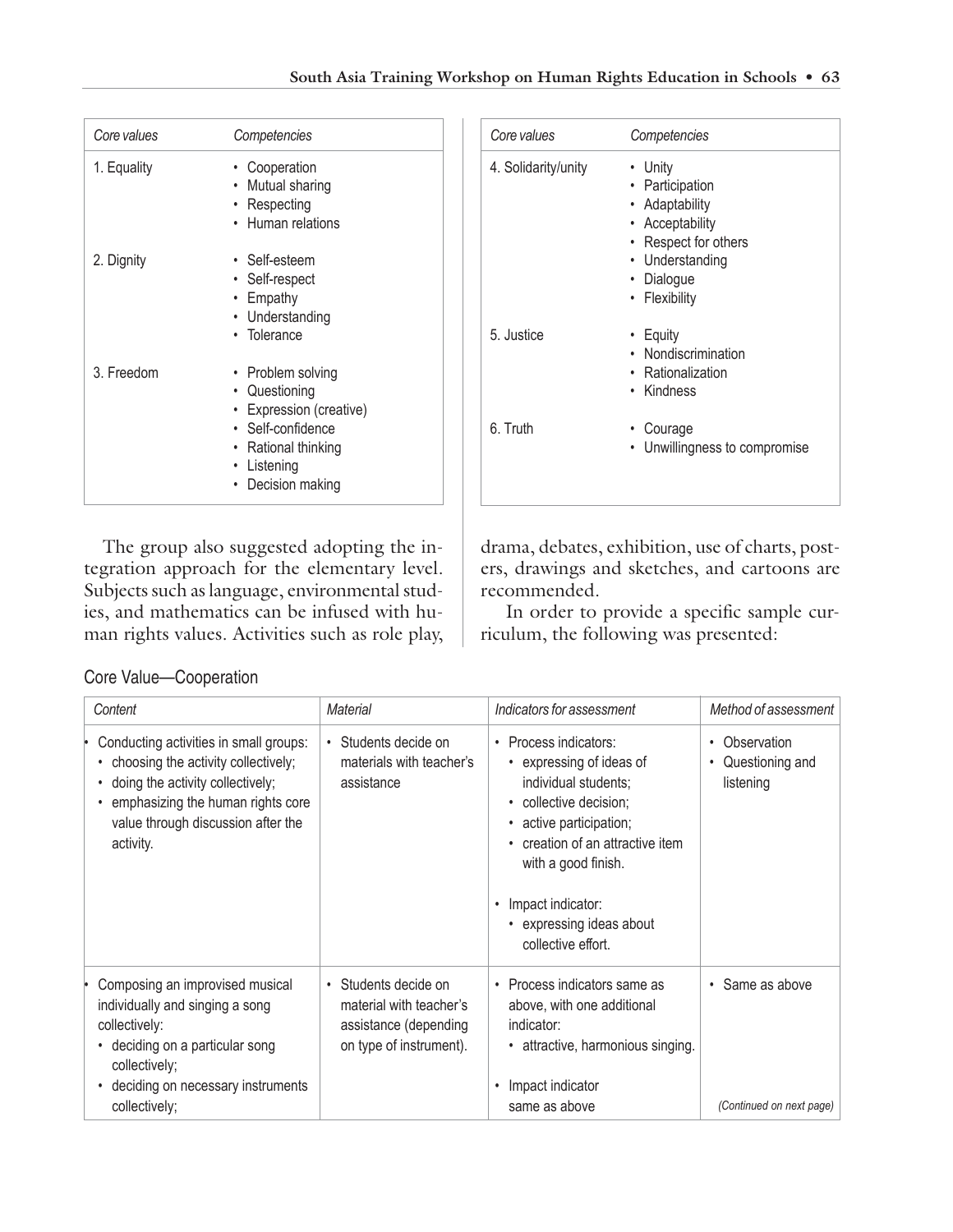| Core values | Competencies |
|---|---|
| 1. Equality | • Cooperation<br>• Mutual sharing<br>• Respecting<br>• Human relations |
| 2. Dignity | • Self-esteem<br>• Self-respect<br>• Empathy<br>• Understanding<br>• Tolerance |
| 3. Freedom | • Problem solving<br>• Questioning<br>• Expression (creative)<br>• Self-confidence<br>• Rational thinking<br>• Listening<br>• Decision making |

| Core values | Competencies |
|---|---|
| 4. Solidarity/unity | • Unity<br>• Participation<br>• Adaptability<br>• Acceptability<br>• Respect for others<br>• Understanding<br>• Dialogue<br>• Flexibility |
| 5. Justice | • Equity<br>• Nondiscrimination<br>• Rationalization<br>• Kindness |
| 6. Truth | • Courage<br>• Unwillingness to compromise |

The group also suggested adopting the integration approach for the elementary level. Subjects such as language, environmental studies, and mathematics can be infused with human rights values. Activities such as role play, drama, debates, exhibition, use of charts, posters, drawings and sketches, and cartoons are recommended.

In order to provide a specific sample curriculum, the following was presented:

Core Value—Cooperation

| Content | Material | Indicators for assessment | Method of assessment |
|---|---|---|---|
| • Conducting activities in small groups:<br>• choosing the activity collectively;<br>• doing the activity collectively;<br>• emphasizing the human rights core value through discussion after the activity. | • Students decide on materials with teacher's assistance | • Process indicators:<br>• expressing of ideas of individual students;<br>• collective decision;<br>• active participation;<br>• creation of an attractive item with a good finish.<br><br>• Impact indicator:<br>• expressing ideas about collective effort. | • Observation<br>• Questioning and listening |
| • Composing an improvised musical individually and singing a song collectively:<br>• deciding on a particular song collectively;<br>• deciding on necessary instruments collectively; | • Students decide on material with teacher's assistance (depending on type of instrument). | • Process indicators same as above, with one additional indicator:<br>• attractive, harmonious singing.<br><br>• Impact indicator same as above | • Same as above<br><br>*(Continued on next page)* |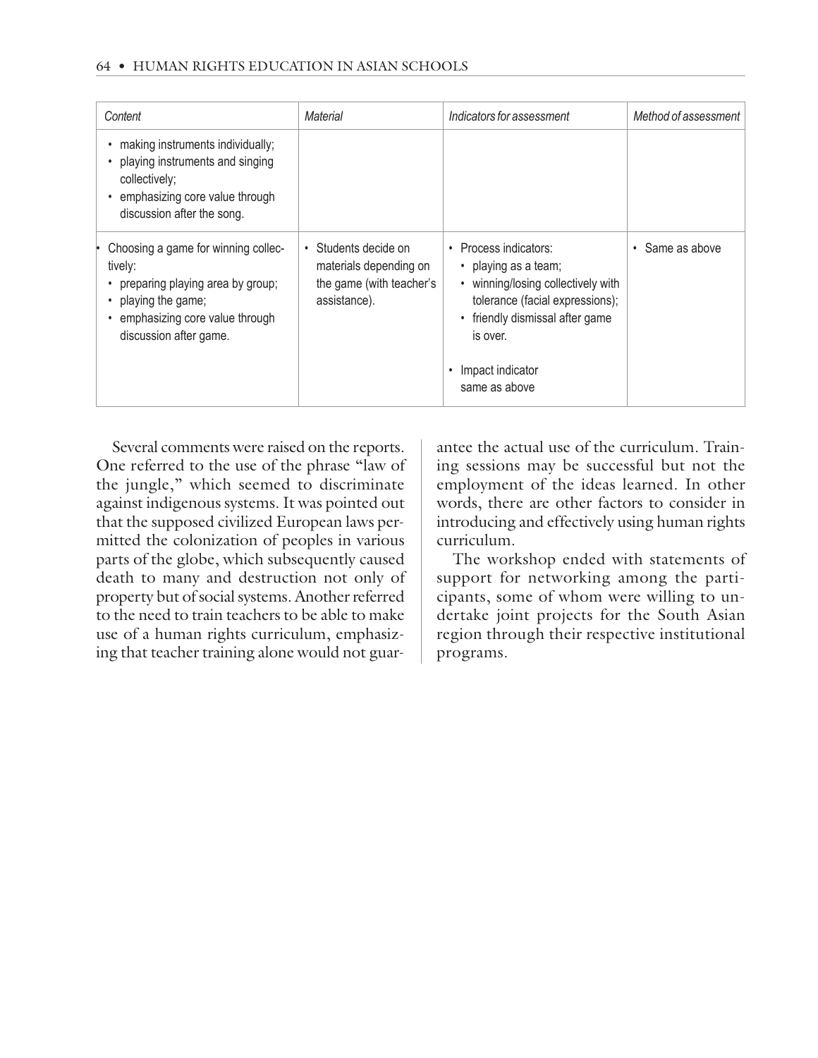| Content | Material | Indicators for assessment | Method of assessment |
|---|---|---|---|
| • making instruments individually;<br>• playing instruments and singing collectively;<br>• emphasizing core value through discussion after the song. | | | |
| • Choosing a game for winning collectively:<br>• preparing playing area by group;<br>• playing the game;<br>• emphasizing core value through discussion after game. | • Students decide on materials depending on the game (with teacher's assistance). | • Process indicators:<br>• playing as a team;<br>• winning/losing collectively with tolerance (facial expressions);<br>• friendly dismissal after game is over.<br><br>• Impact indicator same as above | • Same as above |

Several comments were raised on the reports. One referred to the use of the phrase "law of the jungle," which seemed to discriminate against indigenous systems. It was pointed out that the supposed civilized European laws permitted the colonization of peoples in various parts of the globe, which subsequently caused death to many and destruction not only of property but of social systems. Another referred to the need to train teachers to be able to make use of a human rights curriculum, emphasizing that teacher training alone would not guarantee the actual use of the curriculum. Training sessions may be successful but not the employment of the ideas learned. In other words, there are other factors to consider in introducing and effectively using human rights curriculum.

The workshop ended with statements of support for networking among the participants, some of whom were willing to undertake joint projects for the South Asian region through their respective institutional programs.